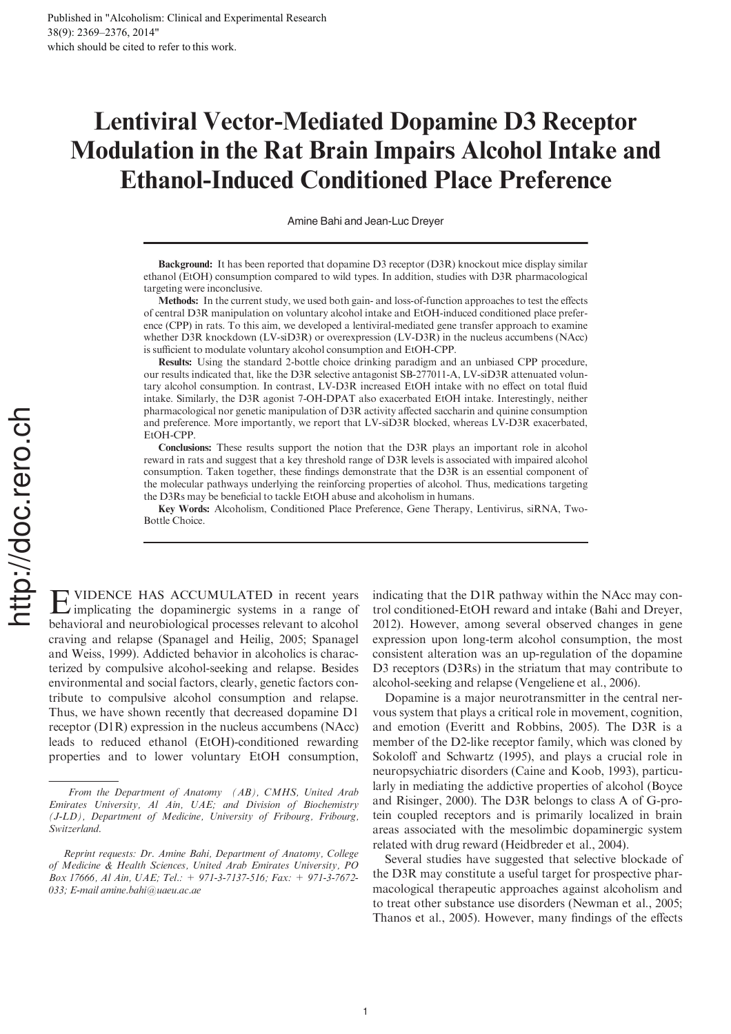Published in "Alcoholism: Clinical and Experimental Research 38(9): 2369–2376, 2014" which should be cited to refer to this work.

# Lentiviral Vector-Mediated Dopamine D3 Receptor Modulation in the Rat Brain Impairs Alcohol Intake and Ethanol-Induced Conditioned Place Preference

Amine Bahi and Jean-Luc Dreyer

**Background:** It has been reported that dopamine D3 receptor (D3R) knockout mice display similar ethanol (EtOH) consumption compared to wild types. In addition, studies with D3R pharmacological targeting were inconclusive.

**Methods:** In the current study, we used both gain- and loss-of-function approaches to test the effects of central D3R manipulation on voluntary alcohol intake and EtOH-induced conditioned place preference (CPP) in rats. To this aim, we developed a lentiviral-mediated gene transfer approach to examine whether D3R knockdown (LV-siD3R) or overexpression (LV-D3R) in the nucleus accumbens (NAcc) is sufficient to modulate voluntary alcohol consumption and EtOH-CPP.

**Results:** Using the standard 2-bottle choice drinking paradigm and an unbiased CPP procedure, our results indicated that, like the D3R selective antagonist SB-277011-A, LV-siD3R attenuated voluntary alcohol consumption. In contrast, LV-D3R increased EtOH intake with no effect on total fluid intake. Similarly, the D3R agonist 7-OH-DPAT also exacerbated EtOH intake. Interestingly, neither pharmacological nor genetic manipulation of D3R activity affected saccharin and quinine consumption and preference. More importantly, we report that LV-siD3R blocked, whereas LV-D3R exacerbated, EtOH-CPP.

**Conclusions:** These results support the notion that the D3R plays an important role in alcohol reward in rats and suggest that a key threshold range of D3R levels is associated with impaired alcohol consumption. Taken together, these findings demonstrate that the D3R is an essential component of the molecular pathways underlying the reinforcing properties of alcohol. Thus, medications targeting the D3Rs may be beneficial to tackle EtOH abuse and alcoholism in humans.

**Key Words:** Alcoholism, Conditioned Place Preference, Gene Therapy, Lentivirus, siRNA, Two-Bottle Choice.

EVIDENCE HAS ACCUMULATED in recent years implicating the dopaminergic systems in a range of behavioral and neurobiological processes relevant to alcohol craving and relapse (Spanagel and Heilig, 2005; Spanagel and Weiss, 1999). Addicted behavior in alcoholics is characterized by compulsive alcohol-seeking and relapse. Besides environmental and social factors, clearly, genetic factors contribute to compulsive alcohol consumption and relapse. Thus, we have shown recently that decreased dopamine D1 receptor (D1R) expression in the nucleus accumbens (NAcc) leads to reduced ethanol (EtOH)-conditioned rewarding properties and to lower voluntary EtOH consumption, indicating that the D1R pathway within the NAcc may control conditioned-EtOH reward and intake (Bahi and Dreyer, 2012). However, among several observed changes in gene expression upon long-term alcohol consumption, the most consistent alteration was an up-regulation of the dopamine D3 receptors (D3Rs) in the striatum that may contribute to alcohol-seeking and relapse (Vengeliene et al., 2006).

Dopamine is a major neurotransmitter in the central nervous system that plays a critical role in movement, cognition, and emotion (Everitt and Robbins, 2005). The D3R is a member of the D2-like receptor family, which was cloned by Sokoloff and Schwartz (1995), and plays a crucial role in neuropsychiatric disorders (Caine and Koob, 1993), particularly in mediating the addictive properties of alcohol (Boyce and Risinger, 2000). The D3R belongs to class A of G-protein coupled receptors and is primarily localized in brain areas associated with the mesolimbic dopaminergic system related with drug reward (Heidbreder et al., 2004).

Several studies have suggested that selective blockade of the D3R may constitute a useful target for prospective pharmacological therapeutic approaches against alcoholism and to treat other substance use disorders (Newman et al., 2005; Thanos et al., 2005). However, many findings of the effects

*From the Department of Anatomy (AB), CMHS, United Arab Emirates University, Al Ain, UAE; and Division of Biochemistry (J-LD), Department of Medicine, University of Fribourg, Fribourg, Switzerland.*

*Reprint requests: Dr. Amine Bahi, Department of Anatomy, College of Medicine & Health Sciences, United Arab Emirates University, PO Box 17666, Al Ain, UAE; Tel.: + 971-3-7137-516; Fax: + 971-3-7672-033; E-mail amine.bahi@uaeu.ac.ae*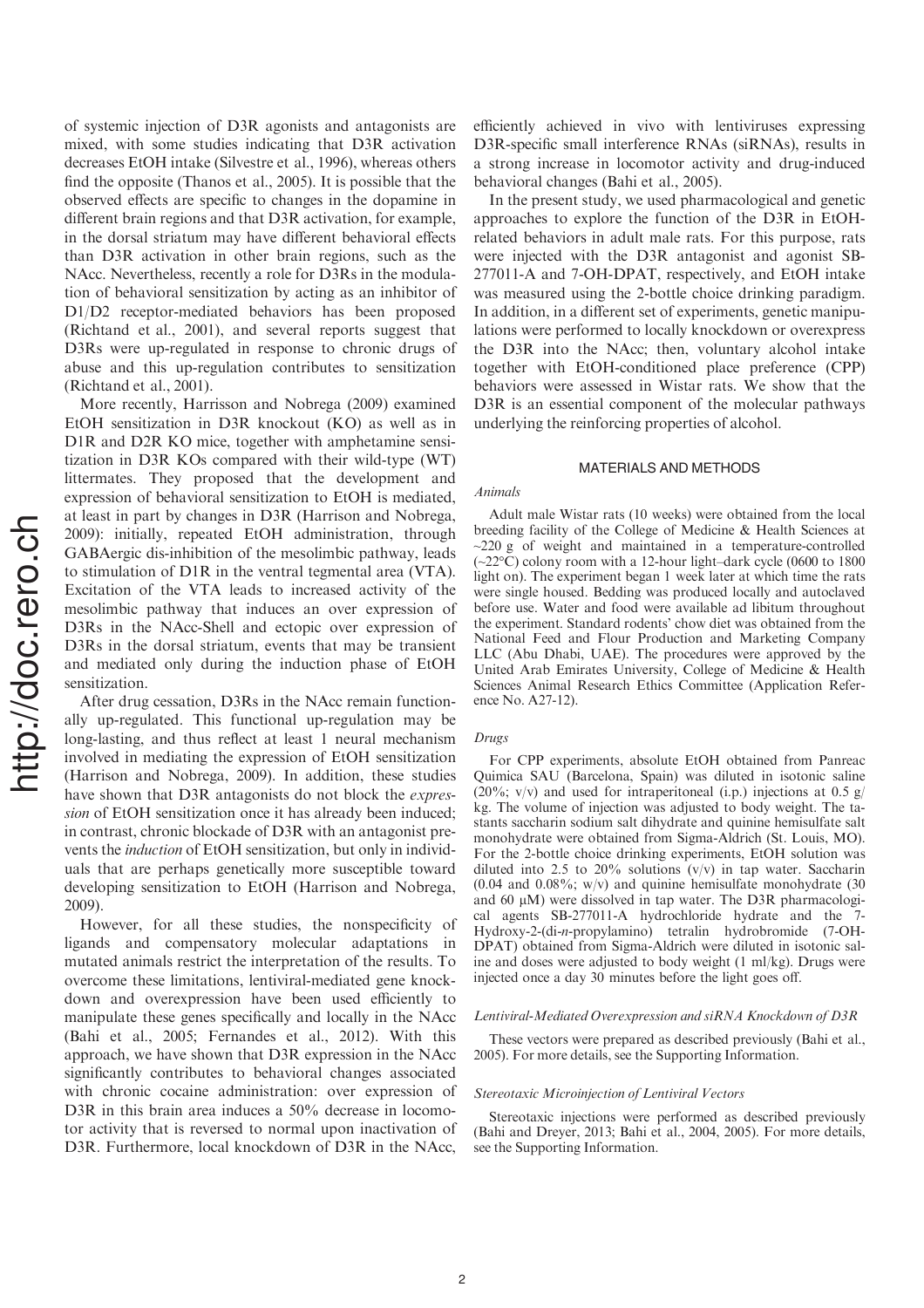of systemic injection of D3R agonists and antagonists are mixed, with some studies indicating that D3R activation decreases EtOH intake (Silvestre et al., 1996), whereas others find the opposite (Thanos et al., 2005). It is possible that the observed effects are specific to changes in the dopamine in different brain regions and that D3R activation, for example, in the dorsal striatum may have different behavioral effects than D3R activation in other brain regions, such as the NAcc. Nevertheless, recently a role for D3Rs in the modulation of behavioral sensitization by acting as an inhibitor of D1/D2 receptor-mediated behaviors has been proposed (Richtand et al., 2001), and several reports suggest that D3Rs were up-regulated in response to chronic drugs of abuse and this up-regulation contributes to sensitization (Richtand et al., 2001).

More recently, Harrisson and Nobrega (2009) examined EtOH sensitization in D3R knockout (KO) as well as in D1R and D2R KO mice, together with amphetamine sensitization in D3R KOs compared with their wild-type (WT) littermates. They proposed that the development and expression of behavioral sensitization to EtOH is mediated, at least in part by changes in D3R (Harrison and Nobrega, 2009): initially, repeated EtOH administration, through GABAergic dis-inhibition of the mesolimbic pathway, leads to stimulation of D1R in the ventral tegmental area (VTA). Excitation of the VTA leads to increased activity of the mesolimbic pathway that induces an over expression of D3Rs in the NAcc-Shell and ectopic over expression of D3Rs in the dorsal striatum, events that may be transient and mediated only during the induction phase of EtOH sensitization.

After drug cessation, D3Rs in the NAcc remain functionally up-regulated. This functional up-regulation may be long-lasting, and thus reflect at least 1 neural mechanism involved in mediating the expression of EtOH sensitization (Harrison and Nobrega, 2009). In addition, these studies have shown that D3R antagonists do not block the *expression* of EtOH sensitization once it has already been induced; in contrast, chronic blockade of D3R with an antagonist prevents the *induction* of EtOH sensitization, but only in individuals that are perhaps genetically more susceptible toward developing sensitization to EtOH (Harrison and Nobrega, 2009).

However, for all these studies, the nonspecificity of ligands and compensatory molecular adaptations in mutated animals restrict the interpretation of the results. To overcome these limitations, lentiviral-mediated gene knockdown and overexpression have been used efficiently to manipulate these genes specifically and locally in the NAcc (Bahi et al., 2005; Fernandes et al., 2012). With this approach, we have shown that D3R expression in the NAcc significantly contributes to behavioral changes associated with chronic cocaine administration: over expression of D3R in this brain area induces a 50% decrease in locomotor activity that is reversed to normal upon inactivation of D3R. Furthermore, local knockdown of D3R in the NAcc, efficiently achieved in vivo with lentiviruses expressing D3R-specific small interference RNAs (siRNAs), results in a strong increase in locomotor activity and drug-induced behavioral changes (Bahi et al., 2005).

In the present study, we used pharmacological and genetic approaches to explore the function of the D3R in EtOH-related behaviors in adult male rats. For this purpose, rats were injected with the D3R antagonist and agonist SB-277011-A and 7-OH-DPAT, respectively, and EtOH intake was measured using the 2-bottle choice drinking paradigm. In addition, in a different set of experiments, genetic manipulations were performed to locally knockdown or overexpress the D3R into the NAcc; then, voluntary alcohol intake together with EtOH-conditioned place preference (CPP) behaviors were assessed in Wistar rats. We show that the D3R is an essential component of the molecular pathways underlying the reinforcing properties of alcohol.

## MATERIALS AND METHODS

### *Animals*

Adult male Wistar rats (10 weeks) were obtained from the local breeding facility of the College of Medicine & Health Sciences at ~220 g of weight and maintained in a temperature-controlled (~22°C) colony room with a 12-hour light–dark cycle (0600 to 1800 light on). The experiment began 1 week later at which time the rats were single housed. Bedding was produced locally and autoclaved before use. Water and food were available ad libitum throughout the experiment. Standard rodents' chow diet was obtained from the National Feed and Flour Production and Marketing Company LLC (Abu Dhabi, UAE). The procedures were approved by the United Arab Emirates University, College of Medicine & Health Sciences Animal Research Ethics Committee (Application Reference No. A27-12).

### *Drugs*

For CPP experiments, absolute EtOH obtained from Panreac Quimica SAU (Barcelona, Spain) was diluted in isotonic saline (20%; v/v) and used for intraperitoneal (i.p.) injections at 0.5 g/kg. The volume of injection was adjusted to body weight. The tastants saccharin sodium salt dihydrate and quinine hemisulfate salt monohydrate were obtained from Sigma-Aldrich (St. Louis, MO). For the 2-bottle choice drinking experiments, EtOH solution was diluted into 2.5 to 20% solutions (v/v) in tap water. Saccharin (0.04 and 0.08%; w/v) and quinine hemisulfate monohydrate (30 and 60 μM) were dissolved in tap water. The D3R pharmacological agents SB-277011-A hydrochloride hydrate and the 7-Hydroxy-2-(di-*n*-propylamino) tetralin hydrobromide (7-OH-DPAT) obtained from Sigma-Aldrich were diluted in isotonic saline and doses were adjusted to body weight (1 ml/kg). Drugs were injected once a day 30 minutes before the light goes off.

### *Lentiviral-Mediated Overexpression and siRNA Knockdown of D3R*

These vectors were prepared as described previously (Bahi et al., 2005). For more details, see the Supporting Information.

### *Stereotaxic Microinjection of Lentiviral Vectors*

Stereotaxic injections were performed as described previously (Bahi and Dreyer, 2013; Bahi et al., 2004, 2005). For more details, see the Supporting Information.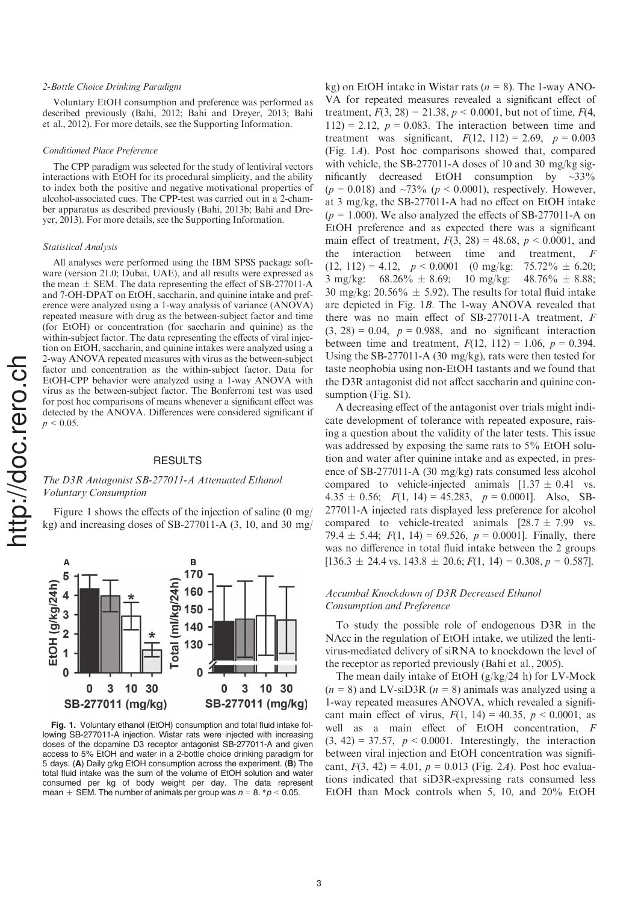#### *2-Bottle Choice Drinking Paradigm*

Voluntary EtOH consumption and preference was performed as described previously (Bahi, 2012; Bahi and Dreyer, 2013; Bahi et al., 2012). For more details, see the Supporting Information.

#### *Conditioned Place Preference*

The CPP paradigm was selected for the study of lentiviral vectors interactions with EtOH for its procedural simplicity, and the ability to index both the positive and negative motivational properties of alcohol-associated cues. The CPP-test was carried out in a 2-chamber apparatus as described previously (Bahi, 2013b; Bahi and Dreyer, 2013). For more details, see the Supporting Information.

#### *Statistical Analysis*

All analyses were performed using the IBM SPSS package software (version 21.0; Dubai, UAE), and all results were expressed as the mean ± SEM. The data representing the effect of SB-277011-A and 7-OH-DPAT on EtOH, saccharin, and quinine intake and preference were analyzed using a 1-way analysis of variance (ANOVA) repeated measure with drug as the between-subject factor and time (for EtOH) or concentration (for saccharin and quinine) as the within-subject factor. The data representing the effects of viral injection on EtOH, saccharin, and quinine intakes were analyzed using a 2-way ANOVA repeated measures with virus as the between-subject factor and concentration as the within-subject factor. Data for EtOH-CPP behavior were analyzed using a 1-way ANOVA with virus as the between-subject factor. The Bonferroni test was used for post hoc comparisons of means whenever a significant effect was detected by the ANOVA. Differences were considered significant if $p < 0.05$.

## RESULTS

### *The D3R Antagonist SB-277011-A Attenuated Ethanol Voluntary Consumption*

Figure 1 shows the effects of the injection of saline (0 mg/kg) and increasing doses of SB-277011-A (3, 10, and 30 mg/kg) on EtOH intake in Wistar rats ($n = 8$). The 1-way ANOVA for repeated measures revealed a significant effect of treatment, $F(3, 28) = 21.38$, $p < 0.0001$, but not of time, $F(4, 112) = 2.12$, $p = 0.083$. The interaction between time and treatment was significant, $F(12, 112) = 2.69$, $p = 0.003$ (Fig. 1*A*). Post hoc comparisons showed that, compared with vehicle, the SB-277011-A doses of 10 and 30 mg/kg significantly decreased EtOH consumption by ~33% ($p = 0.018$) and ~73% ($p < 0.0001$), respectively. However, at 3 mg/kg, the SB-277011-A had no effect on EtOH intake ($p = 1.000$). We also analyzed the effects of SB-277011-A on EtOH preference and as expected there was a significant main effect of treatment, $F(3, 28) = 48.68$, $p < 0.0001$, and the interaction between time and treatment, $F(12, 112) = 4.12$, $p < 0.0001$ (0 mg/kg: 75.72% ± 6.20; 3 mg/kg: 68.26% ± 8.69; 10 mg/kg: 48.76% ± 8.88; 30 mg/kg: 20.56% ± 5.92). The results for total fluid intake are depicted in Fig. 1*B*. The 1-way ANOVA revealed that there was no main effect of SB-277011-A treatment, $F(3, 28) = 0.04$, $p = 0.988$, and no significant interaction between time and treatment, $F(12, 112) = 1.06$, $p = 0.394$. Using the SB-277011-A (30 mg/kg), rats were then tested for taste neophobia using non-EtOH tastants and we found that the D3R antagonist did not affect saccharin and quinine consumption (Fig. S1).

A decreasing effect of the antagonist over trials might indicate development of tolerance with repeated exposure, raising a question about the validity of the later tests. This issue was addressed by exposing the same rats to 5% EtOH solution and water after quinine intake and as expected, in presence of SB-277011-A (30 mg/kg) rats consumed less alcohol compared to vehicle-injected animals [1.37 ± 0.41 vs. 4.35 ± 0.56; $F(1, 14) = 45.283$, $p = 0.0001$]. Also, SB-277011-A injected rats displayed less preference for alcohol compared to vehicle-treated animals [28.7 ± 7.99 vs. 79.4 ± 5.44; $F(1, 14) = 69.526$, $p = 0.0001$]. Finally, there was no difference in total fluid intake between the 2 groups [136.3 ± 24.4 vs. 143.8 ± 20.6; $F(1, 14) = 0.308$, $p = 0.587$].

**Fig. 1.** Voluntary ethanol (EtOH) consumption and total fluid intake following SB-277011-A injection. Wistar rats were injected with increasing doses of the dopamine D3 receptor antagonist SB-277011-A and given access to 5% EtOH and water in a 2-bottle choice drinking paradigm for 5 days. (**A**) Daily g/kg EtOH consumption across the experiment. (**B**) The total fluid intake was the sum of the volume of EtOH solution and water consumed per kg of body weight per day. The data represent mean ± SEM. The number of animals per group was $n = 8$. \*$p < 0.05$.

### *Accumbal Knockdown of D3R Decreased Ethanol Consumption and Preference*

To study the possible role of endogenous D3R in the NAcc in the regulation of EtOH intake, we utilized the lentivirus-mediated delivery of siRNA to knockdown the level of the receptor as reported previously (Bahi et al., 2005).

The mean daily intake of EtOH (g/kg/24 h) for LV-Mock ($n = 8$) and LV-siD3R ($n = 8$) animals was analyzed using a 1-way repeated measures ANOVA, which revealed a significant main effect of virus, $F(1, 14) = 40.35$, $p < 0.0001$, as well as a main effect of EtOH concentration, $F(3, 42) = 37.57$, $p < 0.0001$. Interestingly, the interaction between viral injection and EtOH concentration was significant, $F(3, 42) = 4.01$, $p = 0.013$ (Fig. 2*A*). Post hoc evaluations indicated that siD3R-expressing rats consumed less EtOH than Mock controls when 5, 10, and 20% EtOH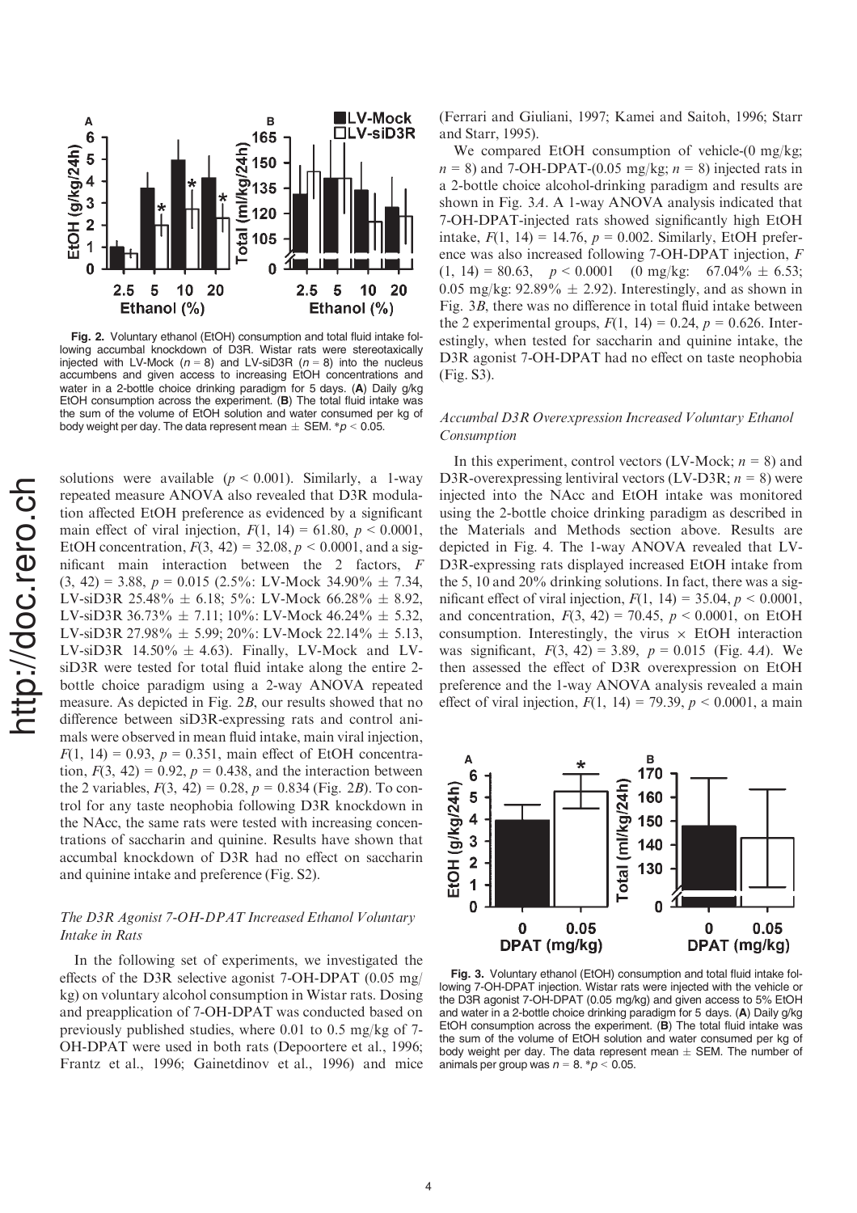Fig. 2. Voluntary ethanol (EtOH) consumption and total fluid intake following accumbal knockdown of D3R. Wistar rats were stereotaxically injected with LV-Mock ($n = 8$) and LV-siD3R ($n = 8$) into the nucleus accumbens and given access to increasing EtOH concentrations and water in a 2-bottle choice drinking paradigm for 5 days. (**A**) Daily g/kg EtOH consumption across the experiment. (**B**) The total fluid intake was the sum of the volume of EtOH solution and water consumed per kg of body weight per day. The data represent mean ± SEM. *$p < 0.05$.

solutions were available ($p < 0.001$). Similarly, a 1-way repeated measure ANOVA also revealed that D3R modulation affected EtOH preference as evidenced by a significant main effect of viral injection, $F(1, 14) = 61.80$, $p < 0.0001$, EtOH concentration, $F(3, 42) = 32.08$, $p < 0.0001$, and a significant main interaction between the 2 factors, $F(3, 42) = 3.88$, $p = 0.015$ (2.5%: LV-Mock 34.90% ± 7.34, LV-siD3R 25.48% ± 6.18; 5%: LV-Mock 66.28% ± 8.92, LV-siD3R 36.73% ± 7.11; 10%: LV-Mock 46.24% ± 5.32, LV-siD3R 27.98% ± 5.99; 20%: LV-Mock 22.14% ± 5.13, LV-siD3R 14.50% ± 4.63). Finally, LV-Mock and LV-siD3R were tested for total fluid intake along the entire 2-bottle choice paradigm using a 2-way ANOVA repeated measure. As depicted in Fig. 2*B*, our results showed that no difference between siD3R-expressing rats and control animals were observed in mean fluid intake, main viral injection, $F(1, 14) = 0.93$, $p = 0.351$, main effect of EtOH concentration, $F(3, 42) = 0.92$, $p = 0.438$, and the interaction between the 2 variables, $F(3, 42) = 0.28$, $p = 0.834$ (Fig. 2*B*). To control for any taste neophobia following D3R knockdown in the NAcc, the same rats were tested with increasing concentrations of saccharin and quinine. Results have shown that accumbal knockdown of D3R had no effect on saccharin and quinine intake and preference (Fig. S2).

### *The D3R Agonist 7-OH-DPAT Increased Ethanol Voluntary Intake in Rats*

In the following set of experiments, we investigated the effects of the D3R selective agonist 7-OH-DPAT (0.05 mg/kg) on voluntary alcohol consumption in Wistar rats. Dosing and preapplication of 7-OH-DPAT was conducted based on previously published studies, where 0.01 to 0.5 mg/kg of 7-OH-DPAT were used in both rats (Depoortere et al., 1996; Frantz et al., 1996; Gainetdinov et al., 1996) and mice (Ferrari and Giuliani, 1997; Kamei and Saitoh, 1996; Starr and Starr, 1995).

We compared EtOH consumption of vehicle-(0 mg/kg; $n = 8$) and 7-OH-DPAT-(0.05 mg/kg; $n = 8$) injected rats in a 2-bottle choice alcohol-drinking paradigm and results are shown in Fig. 3*A*. A 1-way ANOVA analysis indicated that 7-OH-DPAT-injected rats showed significantly high EtOH intake, $F(1, 14) = 14.76$, $p = 0.002$. Similarly, EtOH preference was also increased following 7-OH-DPAT injection, $F(1, 14) = 80.63$, $p < 0.0001$ (0 mg/kg: 67.04% ± 6.53; 0.05 mg/kg: 92.89% ± 2.92). Interestingly, and as shown in Fig. 3*B*, there was no difference in total fluid intake between the 2 experimental groups, $F(1, 14) = 0.24$, $p = 0.626$. Interestingly, when tested for saccharin and quinine intake, the D3R agonist 7-OH-DPAT had no effect on taste neophobia (Fig. S3).

### *Accumbal D3R Overexpression Increased Voluntary Ethanol Consumption*

In this experiment, control vectors (LV-Mock; $n = 8$) and D3R-overexpressing lentiviral vectors (LV-D3R; $n = 8$) were injected into the NAcc and EtOH intake was monitored using the 2-bottle choice drinking paradigm as described in the Materials and Methods section above. Results are depicted in Fig. 4. The 1-way ANOVA revealed that LV-D3R-expressing rats displayed increased EtOH intake from the 5, 10 and 20% drinking solutions. In fact, there was a significant effect of viral injection, $F(1, 14) = 35.04$, $p < 0.0001$, and concentration, $F(3, 42) = 70.45$, $p < 0.0001$, on EtOH consumption. Interestingly, the virus × EtOH interaction was significant, $F(3, 42) = 3.89$, $p = 0.015$ (Fig. 4*A*). We then assessed the effect of D3R overexpression on EtOH preference and the 1-way ANOVA analysis revealed a main effect of viral injection, $F(1, 14) = 79.39$, $p < 0.0001$, a main

Fig. 3. Voluntary ethanol (EtOH) consumption and total fluid intake following 7-OH-DPAT injection. Wistar rats were injected with the vehicle or the D3R agonist 7-OH-DPAT (0.05 mg/kg) and given access to 5% EtOH and water in a 2-bottle choice drinking paradigm for 5 days. (**A**) Daily g/kg EtOH consumption across the experiment. (**B**) The total fluid intake was the sum of the volume of EtOH solution and water consumed per kg of body weight per day. The data represent mean ± SEM. The number of animals per group was $n = 8$. *$p < 0.05$.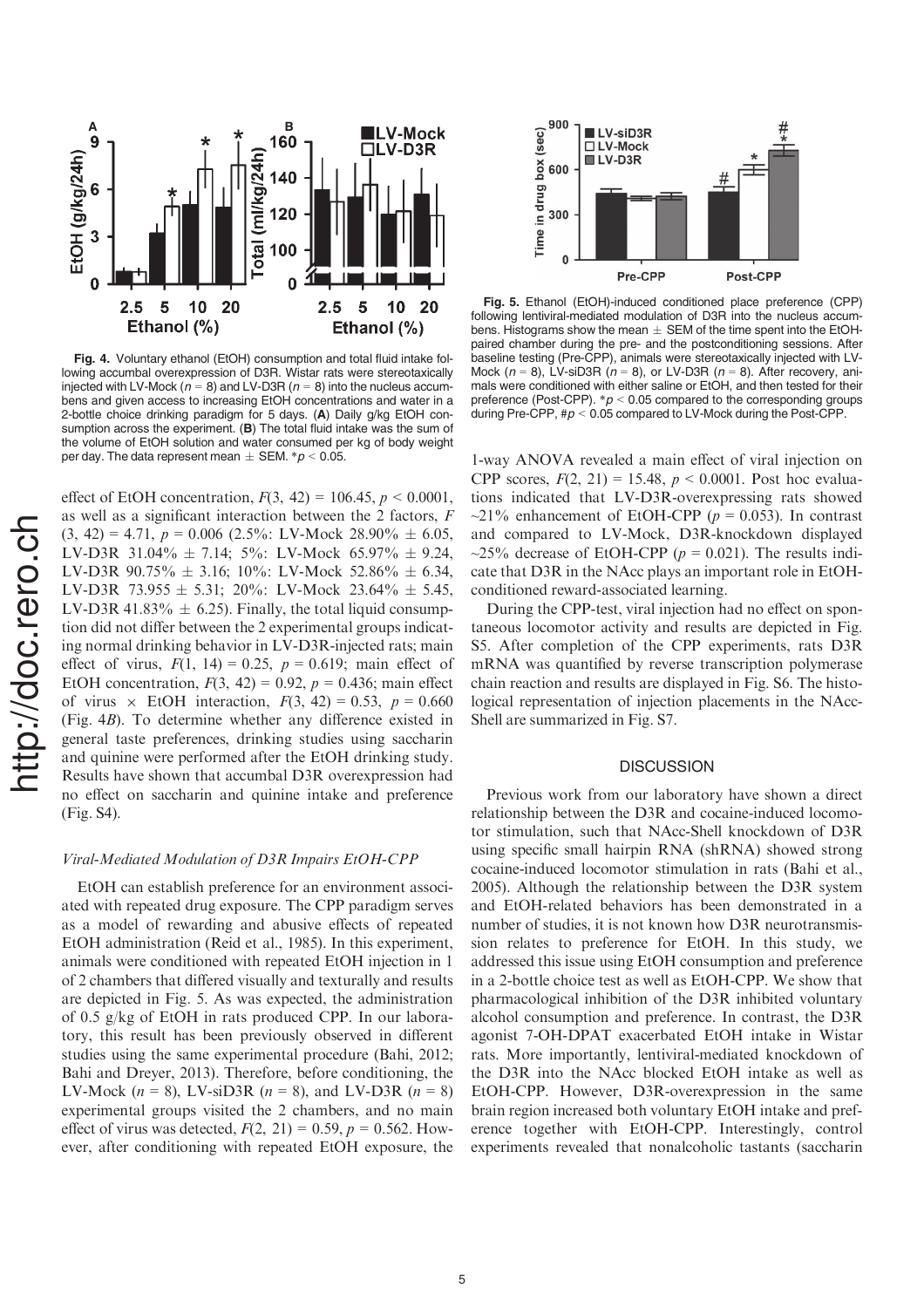**Fig. 4.** Voluntary ethanol (EtOH) consumption and total fluid intake following accumbal overexpression of D3R. Wistar rats were stereotaxically injected with LV-Mock ($n = 8$) and LV-D3R ($n = 8$) into the nucleus accumbens and given access to increasing EtOH concentrations and water in a 2-bottle choice drinking paradigm for 5 days. (**A**) Daily g/kg EtOH consumption across the experiment. (**B**) The total fluid intake was the sum of the volume of EtOH solution and water consumed per kg of body weight per day. The data represent mean ± SEM. *$p < 0.05$.

effect of EtOH concentration, $F(3, 42) = 106.45$, $p < 0.0001$, as well as a significant interaction between the 2 factors, $F(3, 42) = 4.71$, $p = 0.006$ (2.5%: LV-Mock 28.90% ± 6.05, LV-D3R 31.04% ± 7.14; 5%: LV-Mock 65.97% ± 9.24, LV-D3R 90.75% ± 3.16; 10%: LV-Mock 52.86% ± 6.34, LV-D3R 73.955 ± 5.31; 20%: LV-Mock 23.64% ± 5.45, LV-D3R 41.83% ± 6.25). Finally, the total liquid consumption did not differ between the 2 experimental groups indicating normal drinking behavior in LV-D3R-injected rats; main effect of virus, $F(1, 14) = 0.25$, $p = 0.619$; main effect of EtOH concentration, $F(3, 42) = 0.92$, $p = 0.436$; main effect of virus × EtOH interaction, $F(3, 42) = 0.53$, $p = 0.660$ (Fig. 4*B*). To determine whether any difference existed in general taste preferences, drinking studies using saccharin and quinine were performed after the EtOH drinking study. Results have shown that accumbal D3R overexpression had no effect on saccharin and quinine intake and preference (Fig. S4).

### *Viral-Mediated Modulation of D3R Impairs EtOH-CPP*

EtOH can establish preference for an environment associated with repeated drug exposure. The CPP paradigm serves as a model of rewarding and abusive effects of repeated EtOH administration (Reid et al., 1985). In this experiment, animals were conditioned with repeated EtOH injection in 1 of 2 chambers that differed visually and texturally and results are depicted in Fig. 5. As was expected, the administration of 0.5 g/kg of EtOH in rats produced CPP. In our laboratory, this result has been previously observed in different studies using the same experimental procedure (Bahi, 2012; Bahi and Dreyer, 2013). Therefore, before conditioning, the LV-Mock ($n = 8$), LV-siD3R ($n = 8$), and LV-D3R ($n = 8$) experimental groups visited the 2 chambers, and no main effect of virus was detected, $F(2, 21) = 0.59$, $p = 0.562$. However, after conditioning with repeated EtOH exposure, the 1-way ANOVA revealed a main effect of viral injection on CPP scores, $F(2, 21) = 15.48$, $p < 0.0001$. Post hoc evaluations indicated that LV-D3R-overexpressing rats showed ~21% enhancement of EtOH-CPP ($p = 0.053$). In contrast and compared to LV-Mock, D3R-knockdown displayed ~25% decrease of EtOH-CPP ($p = 0.021$). The results indicate that D3R in the NAcc plays an important role in EtOH-conditioned reward-associated learning.

**Fig. 5.** Ethanol (EtOH)-induced conditioned place preference (CPP) following lentiviral-mediated modulation of D3R into the nucleus accumbens. Histograms show the mean ± SEM of the time spent into the EtOH-paired chamber during the pre- and the postconditioning sessions. After baseline testing (Pre-CPP), animals were stereotaxically injected with LV-Mock ($n = 8$), LV-siD3R ($n = 8$), or LV-D3R ($n = 8$). After recovery, animals were conditioned with either saline or EtOH, and then tested for their preference (Post-CPP). *$p < 0.05$ compared to the corresponding groups during Pre-CPP, #$p < 0.05$ compared to LV-Mock during the Post-CPP.

During the CPP-test, viral injection had no effect on spontaneous locomotor activity and results are depicted in Fig. S5. After completion of the CPP experiments, rats D3R mRNA was quantified by reverse transcription polymerase chain reaction and results are displayed in Fig. S6. The histological representation of injection placements in the NAcc-Shell are summarized in Fig. S7.

## DISCUSSION

Previous work from our laboratory have shown a direct relationship between the D3R and cocaine-induced locomotor stimulation, such that NAcc-Shell knockdown of D3R using specific small hairpin RNA (shRNA) showed strong cocaine-induced locomotor stimulation in rats (Bahi et al., 2005). Although the relationship between the D3R system and EtOH-related behaviors has been demonstrated in a number of studies, it is not known how D3R neurotransmission relates to preference for EtOH. In this study, we addressed this issue using EtOH consumption and preference in a 2-bottle choice test as well as EtOH-CPP. We show that pharmacological inhibition of the D3R inhibited voluntary alcohol consumption and preference. In contrast, the D3R agonist 7-OH-DPAT exacerbated EtOH intake in Wistar rats. More importantly, lentiviral-mediated knockdown of the D3R into the NAcc blocked EtOH intake as well as EtOH-CPP. However, D3R-overexpression in the same brain region increased both voluntary EtOH intake and preference together with EtOH-CPP. Interestingly, control experiments revealed that nonalcoholic tastants (saccharin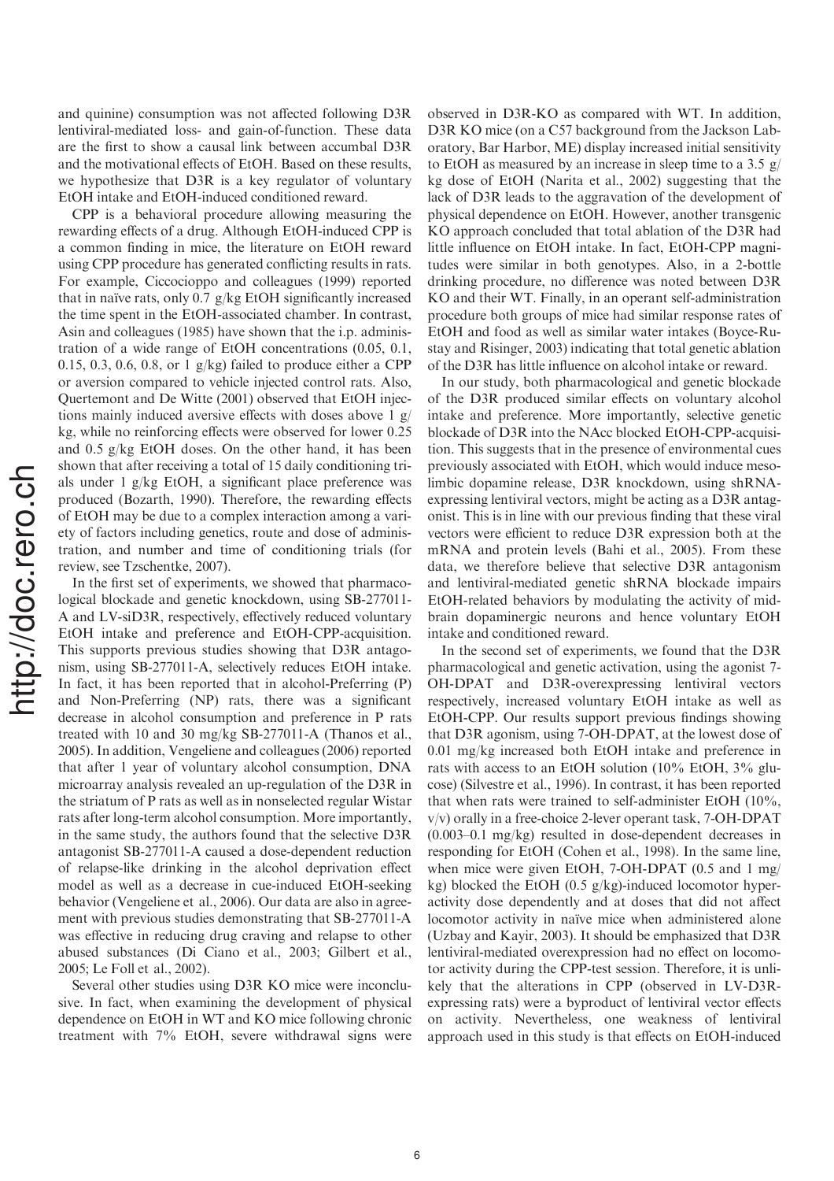and quinine) consumption was not affected following D3R lentiviral-mediated loss- and gain-of-function. These data are the first to show a causal link between accumbal D3R and the motivational effects of EtOH. Based on these results, we hypothesize that D3R is a key regulator of voluntary EtOH intake and EtOH-induced conditioned reward.

CPP is a behavioral procedure allowing measuring the rewarding effects of a drug. Although EtOH-induced CPP is a common finding in mice, the literature on EtOH reward using CPP procedure has generated conflicting results in rats. For example, Ciccocioppo and colleagues (1999) reported that in naïve rats, only 0.7 g/kg EtOH significantly increased the time spent in the EtOH-associated chamber. In contrast, Asin and colleagues (1985) have shown that the i.p. administration of a wide range of EtOH concentrations (0.05, 0.1, 0.15, 0.3, 0.6, 0.8, or 1 g/kg) failed to produce either a CPP or aversion compared to vehicle injected control rats. Also, Quertemont and De Witte (2001) observed that EtOH injections mainly induced aversive effects with doses above 1 g/kg, while no reinforcing effects were observed for lower 0.25 and 0.5 g/kg EtOH doses. On the other hand, it has been shown that after receiving a total of 15 daily conditioning trials under 1 g/kg EtOH, a significant place preference was produced (Bozarth, 1990). Therefore, the rewarding effects of EtOH may be due to a complex interaction among a variety of factors including genetics, route and dose of administration, and number and time of conditioning trials (for review, see Tzschentke, 2007).

In the first set of experiments, we showed that pharmacological blockade and genetic knockdown, using SB-277011-A and LV-siD3R, respectively, effectively reduced voluntary EtOH intake and preference and EtOH-CPP-acquisition. This supports previous studies showing that D3R antagonism, using SB-277011-A, selectively reduces EtOH intake. In fact, it has been reported that in alcohol-Preferring (P) and Non-Preferring (NP) rats, there was a significant decrease in alcohol consumption and preference in P rats treated with 10 and 30 mg/kg SB-277011-A (Thanos et al., 2005). In addition, Vengeliene and colleagues (2006) reported that after 1 year of voluntary alcohol consumption, DNA microarray analysis revealed an up-regulation of the D3R in the striatum of P rats as well as in nonselected regular Wistar rats after long-term alcohol consumption. More importantly, in the same study, the authors found that the selective D3R antagonist SB-277011-A caused a dose-dependent reduction of relapse-like drinking in the alcohol deprivation effect model as well as a decrease in cue-induced EtOH-seeking behavior (Vengeliene et al., 2006). Our data are also in agreement with previous studies demonstrating that SB-277011-A was effective in reducing drug craving and relapse to other abused substances (Di Ciano et al., 2003; Gilbert et al., 2005; Le Foll et al., 2002).

Several other studies using D3R KO mice were inconclusive. In fact, when examining the development of physical dependence on EtOH in WT and KO mice following chronic treatment with 7% EtOH, severe withdrawal signs were observed in D3R-KO as compared with WT. In addition, D3R KO mice (on a C57 background from the Jackson Laboratory, Bar Harbor, ME) display increased initial sensitivity to EtOH as measured by an increase in sleep time to a 3.5 g/kg dose of EtOH (Narita et al., 2002) suggesting that the lack of D3R leads to the aggravation of the development of physical dependence on EtOH. However, another transgenic KO approach concluded that total ablation of the D3R had little influence on EtOH intake. In fact, EtOH-CPP magnitudes were similar in both genotypes. Also, in a 2-bottle drinking procedure, no difference was noted between D3R KO and their WT. Finally, in an operant self-administration procedure both groups of mice had similar response rates of EtOH and food as well as similar water intakes (Boyce-Rustay and Risinger, 2003) indicating that total genetic ablation of the D3R has little influence on alcohol intake or reward.

In our study, both pharmacological and genetic blockade of the D3R produced similar effects on voluntary alcohol intake and preference. More importantly, selective genetic blockade of D3R into the NAcc blocked EtOH-CPP-acquisition. This suggests that in the presence of environmental cues previously associated with EtOH, which would induce mesolimbic dopamine release, D3R knockdown, using shRNA-expressing lentiviral vectors, might be acting as a D3R antagonist. This is in line with our previous finding that these viral vectors were efficient to reduce D3R expression both at the mRNA and protein levels (Bahi et al., 2005). From these data, we therefore believe that selective D3R antagonism and lentiviral-mediated genetic shRNA blockade impairs EtOH-related behaviors by modulating the activity of midbrain dopaminergic neurons and hence voluntary EtOH intake and conditioned reward.

In the second set of experiments, we found that the D3R pharmacological and genetic activation, using the agonist 7-OH-DPAT and D3R-overexpressing lentiviral vectors respectively, increased voluntary EtOH intake as well as EtOH-CPP. Our results support previous findings showing that D3R agonism, using 7-OH-DPAT, at the lowest dose of 0.01 mg/kg increased both EtOH intake and preference in rats with access to an EtOH solution (10% EtOH, 3% glucose) (Silvestre et al., 1996). In contrast, it has been reported that when rats were trained to self-administer EtOH (10%, v/v) orally in a free-choice 2-lever operant task, 7-OH-DPAT (0.003–0.1 mg/kg) resulted in dose-dependent decreases in responding for EtOH (Cohen et al., 1998). In the same line, when mice were given EtOH, 7-OH-DPAT (0.5 and 1 mg/kg) blocked the EtOH (0.5 g/kg)-induced locomotor hyperactivity dose dependently and at doses that did not affect locomotor activity in naïve mice when administered alone (Uzbay and Kayir, 2003). It should be emphasized that D3R lentiviral-mediated overexpression had no effect on locomotor activity during the CPP-test session. Therefore, it is unlikely that the alterations in CPP (observed in LV-D3R-expressing rats) were a byproduct of lentiviral vector effects on activity. Nevertheless, one weakness of lentiviral approach used in this study is that effects on EtOH-induced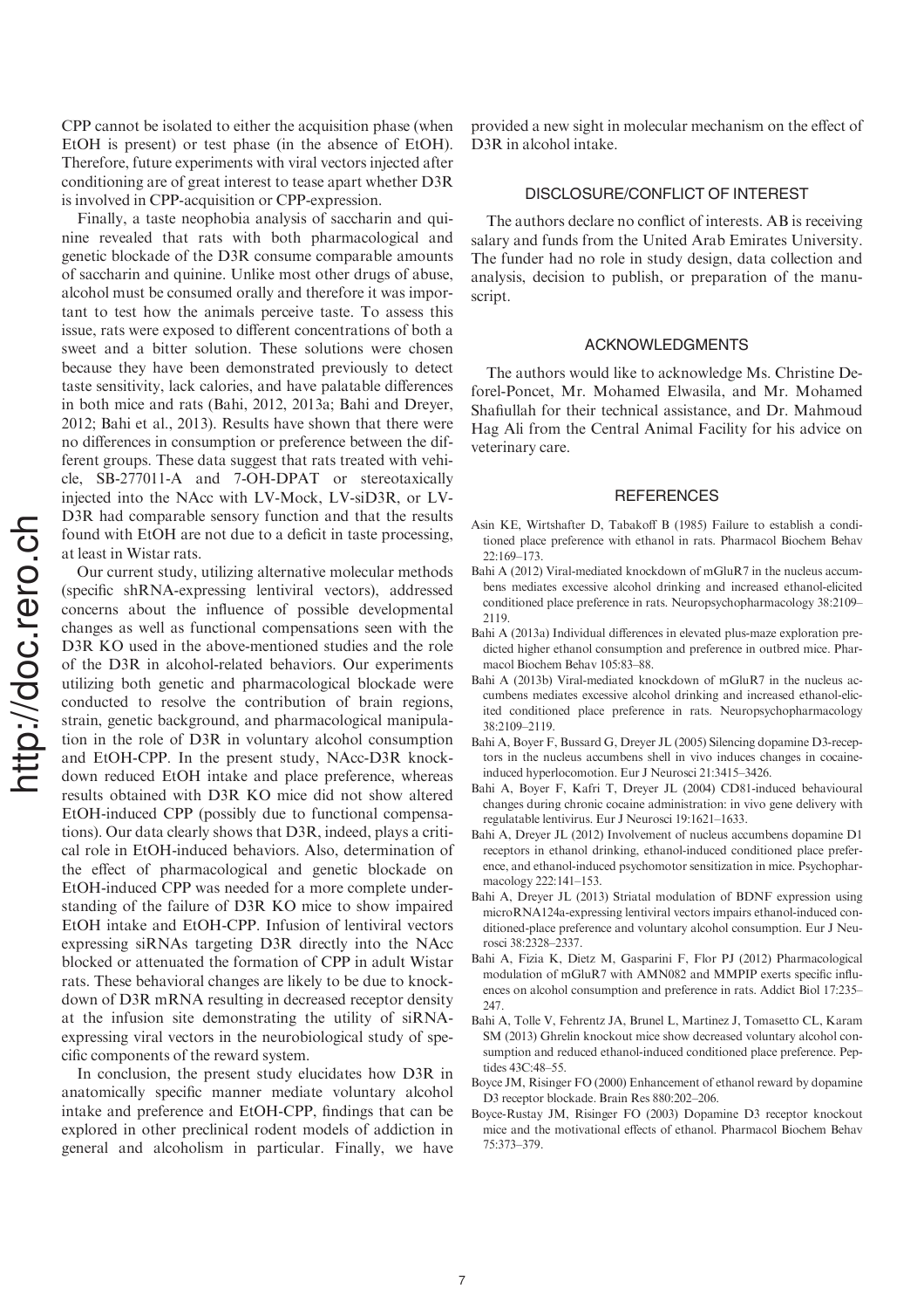CPP cannot be isolated to either the acquisition phase (when EtOH is present) or test phase (in the absence of EtOH). Therefore, future experiments with viral vectors injected after conditioning are of great interest to tease apart whether D3R is involved in CPP-acquisition or CPP-expression.

Finally, a taste neophobia analysis of saccharin and quinine revealed that rats with both pharmacological and genetic blockade of the D3R consume comparable amounts of saccharin and quinine. Unlike most other drugs of abuse, alcohol must be consumed orally and therefore it was important to test how the animals perceive taste. To assess this issue, rats were exposed to different concentrations of both a sweet and a bitter solution. These solutions were chosen because they have been demonstrated previously to detect taste sensitivity, lack calories, and have palatable differences in both mice and rats (Bahi, 2012, 2013a; Bahi and Dreyer, 2012; Bahi et al., 2013). Results have shown that there were no differences in consumption or preference between the different groups. These data suggest that rats treated with vehicle, SB-277011-A and 7-OH-DPAT or stereotaxically injected into the NAcc with LV-Mock, LV-siD3R, or LV-D3R had comparable sensory function and that the results found with EtOH are not due to a deficit in taste processing, at least in Wistar rats.

Our current study, utilizing alternative molecular methods (specific shRNA-expressing lentiviral vectors), addressed concerns about the influence of possible developmental changes as well as functional compensations seen with the D3R KO used in the above-mentioned studies and the role of the D3R in alcohol-related behaviors. Our experiments utilizing both genetic and pharmacological blockade were conducted to resolve the contribution of brain regions, strain, genetic background, and pharmacological manipulation in the role of D3R in voluntary alcohol consumption and EtOH-CPP. In the present study, NAcc-D3R knockdown reduced EtOH intake and place preference, whereas results obtained with D3R KO mice did not show altered EtOH-induced CPP (possibly due to functional compensations). Our data clearly shows that D3R, indeed, plays a critical role in EtOH-induced behaviors. Also, determination of the effect of pharmacological and genetic blockade on EtOH-induced CPP was needed for a more complete understanding of the failure of D3R KO mice to show impaired EtOH intake and EtOH-CPP. Infusion of lentiviral vectors expressing siRNAs targeting D3R directly into the NAcc blocked or attenuated the formation of CPP in adult Wistar rats. These behavioral changes are likely to be due to knockdown of D3R mRNA resulting in decreased receptor density at the infusion site demonstrating the utility of siRNA-expressing viral vectors in the neurobiological study of specific components of the reward system.

In conclusion, the present study elucidates how D3R in anatomically specific manner mediate voluntary alcohol intake and preference and EtOH-CPP, findings that can be explored in other preclinical rodent models of addiction in general and alcoholism in particular. Finally, we have provided a new sight in molecular mechanism on the effect of D3R in alcohol intake.

## DISCLOSURE/CONFLICT OF INTEREST

The authors declare no conflict of interests. AB is receiving salary and funds from the United Arab Emirates University. The funder had no role in study design, data collection and analysis, decision to publish, or preparation of the manuscript.

## ACKNOWLEDGMENTS

The authors would like to acknowledge Ms. Christine Deforel-Poncet, Mr. Mohamed Elwasila, and Mr. Mohamed Shafiullah for their technical assistance, and Dr. Mahmoud Hag Ali from the Central Animal Facility for his advice on veterinary care.

## REFERENCES

Asin KE, Wirtshafter D, Tabakoff B (1985) Failure to establish a conditioned place preference with ethanol in rats. Pharmacol Biochem Behav 22:169–173.

Bahi A (2012) Viral-mediated knockdown of mGluR7 in the nucleus accumbens mediates excessive alcohol drinking and increased ethanol-elicited conditioned place preference in rats. Neuropsychopharmacology 38:2109–2119.

Bahi A (2013a) Individual differences in elevated plus-maze exploration predicted higher ethanol consumption and preference in outbred mice. Pharmacol Biochem Behav 105:83–88.

Bahi A (2013b) Viral-mediated knockdown of mGluR7 in the nucleus accumbens mediates excessive alcohol drinking and increased ethanol-elicited conditioned place preference in rats. Neuropsychopharmacology 38:2109–2119.

Bahi A, Boyer F, Bussard G, Dreyer JL (2005) Silencing dopamine D3-receptors in the nucleus accumbens shell in vivo induces changes in cocaine-induced hyperlocomotion. Eur J Neurosci 21:3415–3426.

Bahi A, Boyer F, Kafri T, Dreyer JL (2004) CD81-induced behavioural changes during chronic cocaine administration: in vivo gene delivery with regulatable lentivirus. Eur J Neurosci 19:1621–1633.

Bahi A, Dreyer JL (2012) Involvement of nucleus accumbens dopamine D1 receptors in ethanol drinking, ethanol-induced conditioned place preference, and ethanol-induced psychomotor sensitization in mice. Psychopharmacology 222:141–153.

Bahi A, Dreyer JL (2013) Striatal modulation of BDNF expression using microRNA124a-expressing lentiviral vectors impairs ethanol-induced conditioned-place preference and voluntary alcohol consumption. Eur J Neurosci 38:2328–2337.

Bahi A, Fizia K, Dietz M, Gasparini F, Flor PJ (2012) Pharmacological modulation of mGluR7 with AMN082 and MMPIP exerts specific influences on alcohol consumption and preference in rats. Addict Biol 17:235–247.

Bahi A, Tolle V, Fehrentz JA, Brunel L, Martinez J, Tomasetto CL, Karam SM (2013) Ghrelin knockout mice show decreased voluntary alcohol consumption and reduced ethanol-induced conditioned place preference. Peptides 43C:48–55.

Boyce JM, Risinger FO (2000) Enhancement of ethanol reward by dopamine D3 receptor blockade. Brain Res 880:202–206.

Boyce-Rustay JM, Risinger FO (2003) Dopamine D3 receptor knockout mice and the motivational effects of ethanol. Pharmacol Biochem Behav 75:373–379.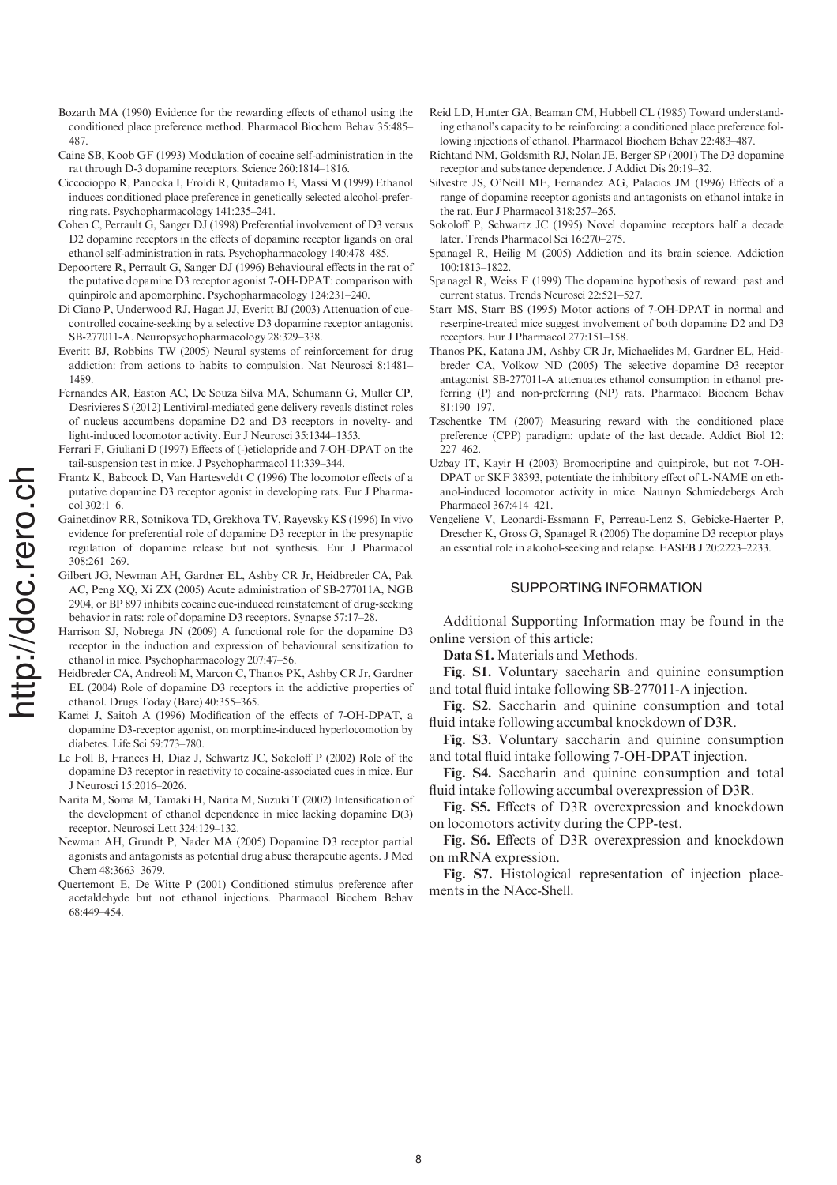Bozarth MA (1990) Evidence for the rewarding effects of ethanol using the conditioned place preference method. Pharmacol Biochem Behav 35:485–487.

Caine SB, Koob GF (1993) Modulation of cocaine self-administration in the rat through D-3 dopamine receptors. Science 260:1814–1816.

Ciccocioppo R, Panocka I, Froldi R, Quitadamo E, Massi M (1999) Ethanol induces conditioned place preference in genetically selected alcohol-preferring rats. Psychopharmacology 141:235–241.

Cohen C, Perrault G, Sanger DJ (1998) Preferential involvement of D3 versus D2 dopamine receptors in the effects of dopamine receptor ligands on oral ethanol self-administration in rats. Psychopharmacology 140:478–485.

Depoortere R, Perrault G, Sanger DJ (1996) Behavioural effects in the rat of the putative dopamine D3 receptor agonist 7-OH-DPAT: comparison with quinpirole and apomorphine. Psychopharmacology 124:231–240.

Di Ciano P, Underwood RJ, Hagan JJ, Everitt BJ (2003) Attenuation of cue-controlled cocaine-seeking by a selective D3 dopamine receptor antagonist SB-277011-A. Neuropsychopharmacology 28:329–338.

Everitt BJ, Robbins TW (2005) Neural systems of reinforcement for drug addiction: from actions to habits to compulsion. Nat Neurosci 8:1481–1489.

Fernandes AR, Easton AC, De Souza Silva MA, Schumann G, Muller CP, Desrivieres S (2012) Lentiviral-mediated gene delivery reveals distinct roles of nucleus accumbens dopamine D2 and D3 receptors in novelty- and light-induced locomotor activity. Eur J Neurosci 35:1344–1353.

Ferrari F, Giuliani D (1997) Effects of (-)eticlopride and 7-OH-DPAT on the tail-suspension test in mice. J Psychopharmacol 11:339–344.

Frantz K, Babcock D, Van Hartesveldt C (1996) The locomotor effects of a putative dopamine D3 receptor agonist in developing rats. Eur J Pharmacol 302:1–6.

Gainetdinov RR, Sotnikova TD, Grekhova TV, Rayevsky KS (1996) In vivo evidence for preferential role of dopamine D3 receptor in the presynaptic regulation of dopamine release but not synthesis. Eur J Pharmacol 308:261–269.

Gilbert JG, Newman AH, Gardner EL, Ashby CR Jr, Heidbreder CA, Pak AC, Peng XQ, Xi ZX (2005) Acute administration of SB-277011A, NGB 2904, or BP 897 inhibits cocaine cue-induced reinstatement of drug-seeking behavior in rats: role of dopamine D3 receptors. Synapse 57:17–28.

Harrison SJ, Nobrega JN (2009) A functional role for the dopamine D3 receptor in the induction and expression of behavioural sensitization to ethanol in mice. Psychopharmacology 207:47–56.

Heidbreder CA, Andreoli M, Marcon C, Thanos PK, Ashby CR Jr, Gardner EL (2004) Role of dopamine D3 receptors in the addictive properties of ethanol. Drugs Today (Barc) 40:355–365.

Kamei J, Saitoh A (1996) Modification of the effects of 7-OH-DPAT, a dopamine D3-receptor agonist, on morphine-induced hyperlocomotion by diabetes. Life Sci 59:773–780.

Le Foll B, Frances H, Diaz J, Schwartz JC, Sokoloff P (2002) Role of the dopamine D3 receptor in reactivity to cocaine-associated cues in mice. Eur J Neurosci 15:2016–2026.

Narita M, Soma M, Tamaki H, Narita M, Suzuki T (2002) Intensification of the development of ethanol dependence in mice lacking dopamine D(3) receptor. Neurosci Lett 324:129–132.

Newman AH, Grundt P, Nader MA (2005) Dopamine D3 receptor partial agonists and antagonists as potential drug abuse therapeutic agents. J Med Chem 48:3663–3679.

Quertemont E, De Witte P (2001) Conditioned stimulus preference after acetaldehyde but not ethanol injections. Pharmacol Biochem Behav 68:449–454.

Reid LD, Hunter GA, Beaman CM, Hubbell CL (1985) Toward understanding ethanol's capacity to be reinforcing: a conditioned place preference following injections of ethanol. Pharmacol Biochem Behav 22:483–487.

Richtand NM, Goldsmith RJ, Nolan JE, Berger SP (2001) The D3 dopamine receptor and substance dependence. J Addict Dis 20:19–32.

Silvestre JS, O'Neill MF, Fernandez AG, Palacios JM (1996) Effects of a range of dopamine receptor agonists and antagonists on ethanol intake in the rat. Eur J Pharmacol 318:257–265.

Sokoloff P, Schwartz JC (1995) Novel dopamine receptors half a decade later. Trends Pharmacol Sci 16:270–275.

Spanagel R, Heilig M (2005) Addiction and its brain science. Addiction 100:1813–1822.

Spanagel R, Weiss F (1999) The dopamine hypothesis of reward: past and current status. Trends Neurosci 22:521–527.

Starr MS, Starr BS (1995) Motor actions of 7-OH-DPAT in normal and reserpine-treated mice suggest involvement of both dopamine D2 and D3 receptors. Eur J Pharmacol 277:151–158.

Thanos PK, Katana JM, Ashby CR Jr, Michaelides M, Gardner EL, Heidbreder CA, Volkow ND (2005) The selective dopamine D3 receptor antagonist SB-277011-A attenuates ethanol consumption in ethanol preferring (P) and non-preferring (NP) rats. Pharmacol Biochem Behav 81:190–197.

Tzschentke TM (2007) Measuring reward with the conditioned place preference (CPP) paradigm: update of the last decade. Addict Biol 12: 227–462.

Uzbay IT, Kayir H (2003) Bromocriptine and quinpirole, but not 7-OH-DPAT or SKF 38393, potentiate the inhibitory effect of L-NAME on ethanol-induced locomotor activity in mice. Naunyn Schmiedebergs Arch Pharmacol 367:414–421.

Vengeliene V, Leonardi-Essmann F, Perreau-Lenz S, Gebicke-Haerter P, Drescher K, Gross G, Spanagel R (2006) The dopamine D3 receptor plays an essential role in alcohol-seeking and relapse. FASEB J 20:2223–2233.

## SUPPORTING INFORMATION

Additional Supporting Information may be found in the online version of this article:

**Data S1.** Materials and Methods.

**Fig. S1.** Voluntary saccharin and quinine consumption and total fluid intake following SB-277011-A injection.

**Fig. S2.** Saccharin and quinine consumption and total fluid intake following accumbal knockdown of D3R.

**Fig. S3.** Voluntary saccharin and quinine consumption and total fluid intake following 7-OH-DPAT injection.

**Fig. S4.** Saccharin and quinine consumption and total fluid intake following accumbal overexpression of D3R.

**Fig. S5.** Effects of D3R overexpression and knockdown on locomotors activity during the CPP-test.

**Fig. S6.** Effects of D3R overexpression and knockdown on mRNA expression.

**Fig. S7.** Histological representation of injection placements in the NAcc-Shell.